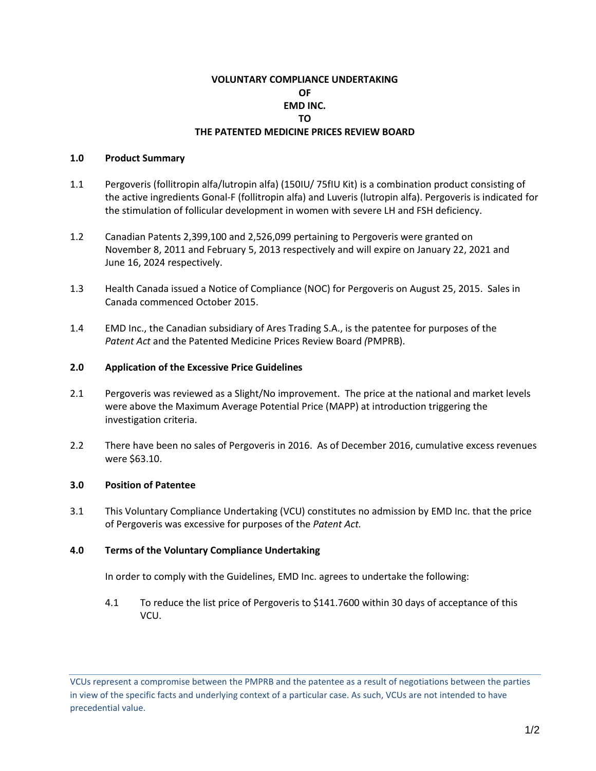# VOLUNTARY COMPLIANCE UNDERTAKING OF EMD INC. TO THE PATENTED MEDICINE PRICES REVIEW BOARD

## 1.0 Product Summary

1.1 Pergoveris (follitropin alfa/lutropin alfa) (150IU/ 75fIU Kit) is a combination product consisting of the active ingredients Gonal-F (follitropin alfa) and Luveris (lutropin alfa). Pergoveris is indicated for the stimulation of follicular development in women with severe LH and FSH deficiency.

1.2 Canadian Patents 2,399,100 and 2,526,099 pertaining to Pergoveris were granted on November 8, 2011 and February 5, 2013 respectively and will expire on January 22, 2021 and June 16, 2024 respectively.

1.3 Health Canada issued a Notice of Compliance (NOC) for Pergoveris on August 25, 2015. Sales in Canada commenced October 2015.

1.4 EMD Inc., the Canadian subsidiary of Ares Trading S.A., is the patentee for purposes of the *Patent Act* and the Patented Medicine Prices Review Board (PMPRB).

## 2.0 Application of the Excessive Price Guidelines

2.1 Pergoveris was reviewed as a Slight/No improvement. The price at the national and market levels were above the Maximum Average Potential Price (MAPP) at introduction triggering the investigation criteria.

2.2 There have been no sales of Pergoveris in 2016. As of December 2016, cumulative excess revenues were $63.10.

## 3.0 Position of Patentee

3.1 This Voluntary Compliance Undertaking (VCU) constitutes no admission by EMD Inc. that the price of Pergoveris was excessive for purposes of the *Patent Act.*

## 4.0 Terms of the Voluntary Compliance Undertaking

In order to comply with the Guidelines, EMD Inc. agrees to undertake the following:

4.1 To reduce the list price of Pergoveris to $141.7600 within 30 days of acceptance of this VCU.

VCUs represent a compromise between the PMPRB and the patentee as a result of negotiations between the parties in view of the specific facts and underlying context of a particular case. As such, VCUs are not intended to have precedential value.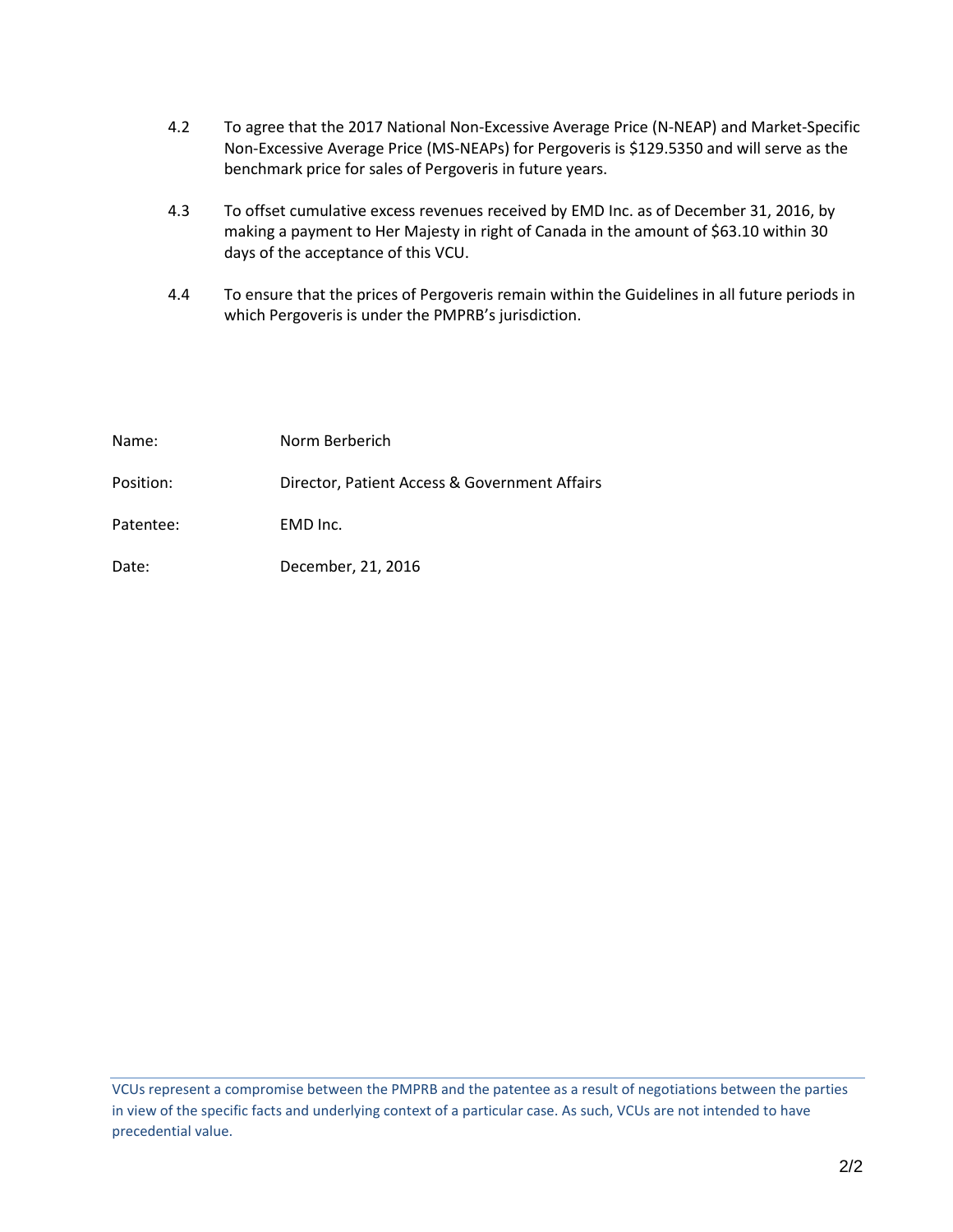4.2 To agree that the 2017 National Non-Excessive Average Price (N-NEAP) and Market-Specific Non-Excessive Average Price (MS-NEAPs) for Pergoveris is $129.5350 and will serve as the benchmark price for sales of Pergoveris in future years.

4.3 To offset cumulative excess revenues received by EMD Inc. as of December 31, 2016, by making a payment to Her Majesty in right of Canada in the amount of $63.10 within 30 days of the acceptance of this VCU.

4.4 To ensure that the prices of Pergoveris remain within the Guidelines in all future periods in which Pergoveris is under the PMPRB's jurisdiction.

| | |
|---|---|
| Name: | Norm Berberich |
| Position: | Director, Patient Access & Government Affairs |
| Patentee: | EMD Inc. |
| Date: | December, 21, 2016 |

VCUs represent a compromise between the PMPRB and the patentee as a result of negotiations between the parties in view of the specific facts and underlying context of a particular case. As such, VCUs are not intended to have precedential value.